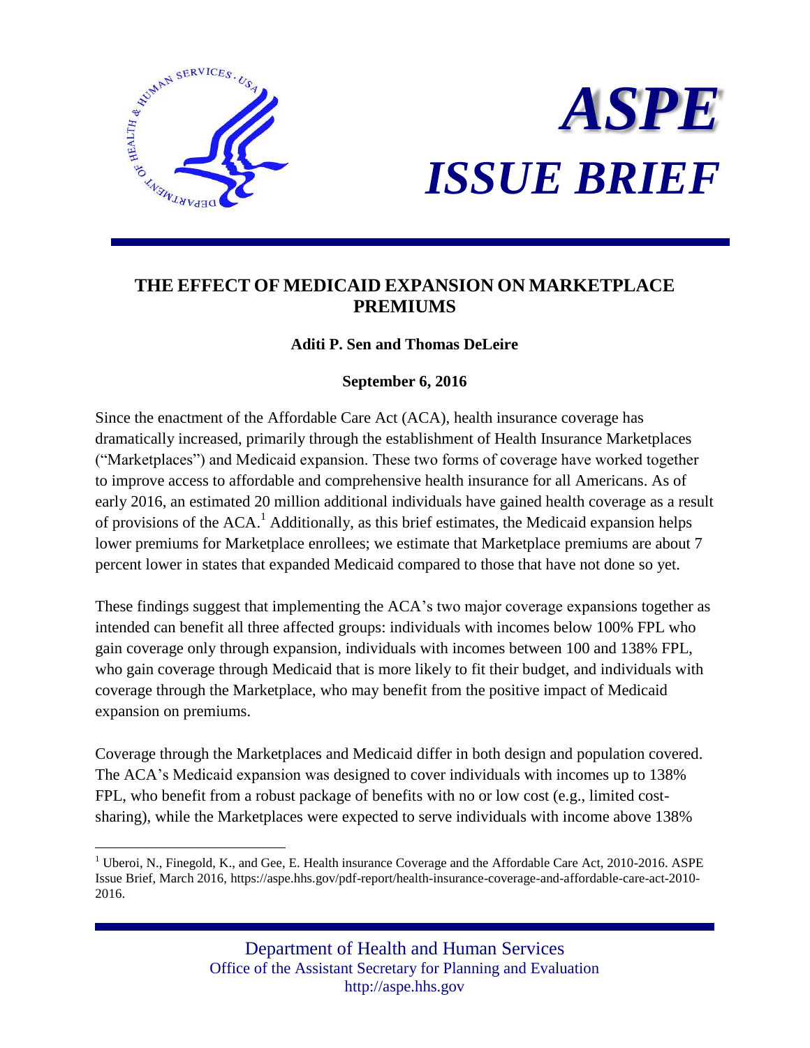# ASPE ISSUE BRIEF

## THE EFFECT OF MEDICAID EXPANSION ON MARKETPLACE PREMIUMS

**Aditi P. Sen and Thomas DeLeire**

**September 6, 2016**

Since the enactment of the Affordable Care Act (ACA), health insurance coverage has dramatically increased, primarily through the establishment of Health Insurance Marketplaces ("Marketplaces") and Medicaid expansion. These two forms of coverage have worked together to improve access to affordable and comprehensive health insurance for all Americans. As of early 2016, an estimated 20 million additional individuals have gained health coverage as a result of provisions of the ACA.[1] Additionally, as this brief estimates, the Medicaid expansion helps lower premiums for Marketplace enrollees; we estimate that Marketplace premiums are about 7 percent lower in states that expanded Medicaid compared to those that have not done so yet.

These findings suggest that implementing the ACA's two major coverage expansions together as intended can benefit all three affected groups: individuals with incomes below 100% FPL who gain coverage only through expansion, individuals with incomes between 100 and 138% FPL, who gain coverage through Medicaid that is more likely to fit their budget, and individuals with coverage through the Marketplace, who may benefit from the positive impact of Medicaid expansion on premiums.

Coverage through the Marketplaces and Medicaid differ in both design and population covered. The ACA's Medicaid expansion was designed to cover individuals with incomes up to 138% FPL, who benefit from a robust package of benefits with no or low cost (e.g., limited cost-sharing), while the Marketplaces were expected to serve individuals with income above 138%

[1] Uberoi, N., Finegold, K., and Gee, E. Health insurance Coverage and the Affordable Care Act, 2010-2016. ASPE Issue Brief, March 2016, https://aspe.hhs.gov/pdf-report/health-insurance-coverage-and-affordable-care-act-2010-2016.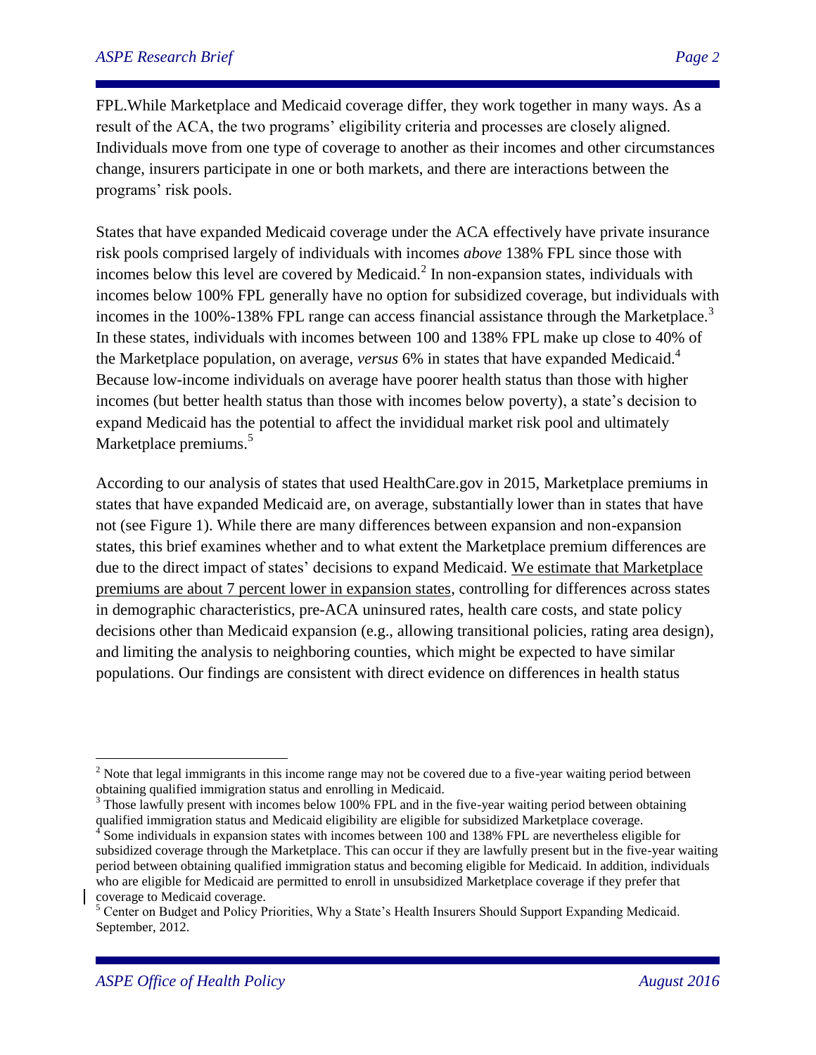FPL.While Marketplace and Medicaid coverage differ, they work together in many ways. As a result of the ACA, the two programs' eligibility criteria and processes are closely aligned. Individuals move from one type of coverage to another as their incomes and other circumstances change, insurers participate in one or both markets, and there are interactions between the programs' risk pools.

States that have expanded Medicaid coverage under the ACA effectively have private insurance risk pools comprised largely of individuals with incomes *above* 138% FPL since those with incomes below this level are covered by Medicaid.[2] In non-expansion states, individuals with incomes below 100% FPL generally have no option for subsidized coverage, but individuals with incomes in the 100%-138% FPL range can access financial assistance through the Marketplace.[3] In these states, individuals with incomes between 100 and 138% FPL make up close to 40% of the Marketplace population, on average, *versus* 6% in states that have expanded Medicaid.[4] Because low-income individuals on average have poorer health status than those with higher incomes (but better health status than those with incomes below poverty), a state's decision to expand Medicaid has the potential to affect the invididual market risk pool and ultimately Marketplace premiums.[5]

According to our analysis of states that used HealthCare.gov in 2015, Marketplace premiums in states that have expanded Medicaid are, on average, substantially lower than in states that have not (see Figure 1). While there are many differences between expansion and non-expansion states, this brief examines whether and to what extent the Marketplace premium differences are due to the direct impact of states' decisions to expand Medicaid. <u>We estimate that Marketplace premiums are about 7 percent lower in expansion states</u>, controlling for differences across states in demographic characteristics, pre-ACA uninsured rates, health care costs, and state policy decisions other than Medicaid expansion (e.g., allowing transitional policies, rating area design), and limiting the analysis to neighboring counties, which might be expected to have similar populations. Our findings are consistent with direct evidence on differences in health status

---

[2] Note that legal immigrants in this income range may not be covered due to a five-year waiting period between obtaining qualified immigration status and enrolling in Medicaid.

[3] Those lawfully present with incomes below 100% FPL and in the five-year waiting period between obtaining qualified immigration status and Medicaid eligibility are eligible for subsidized Marketplace coverage.

[4] Some individuals in expansion states with incomes between 100 and 138% FPL are nevertheless eligible for subsidized coverage through the Marketplace. This can occur if they are lawfully present but in the five-year waiting period between obtaining qualified immigration status and becoming eligible for Medicaid. In addition, individuals who are eligible for Medicaid are permitted to enroll in unsubsidized Marketplace coverage if they prefer that coverage to Medicaid coverage.

[5] Center on Budget and Policy Priorities, Why a State's Health Insurers Should Support Expanding Medicaid. September, 2012.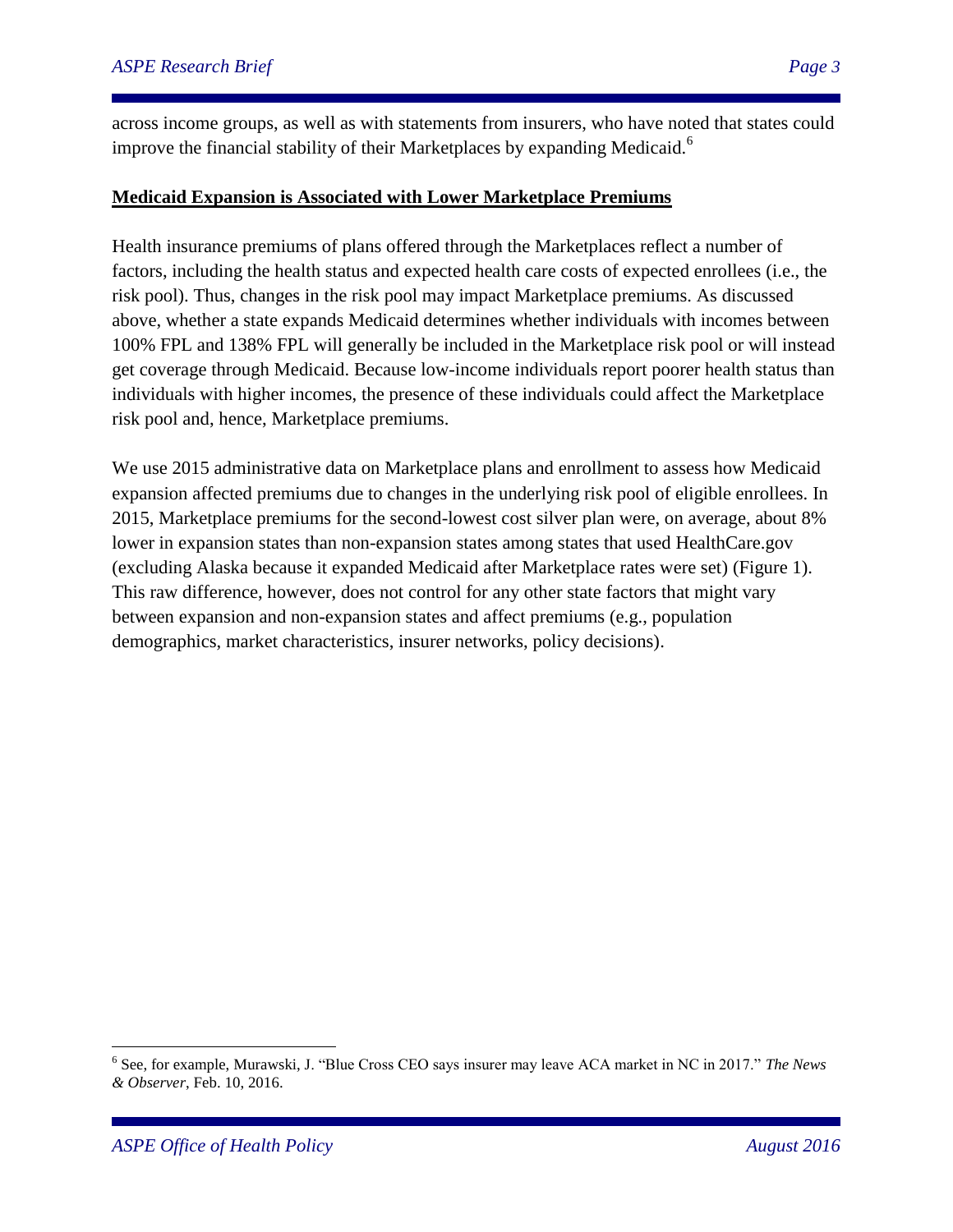across income groups, as well as with statements from insurers, who have noted that states could improve the financial stability of their Marketplaces by expanding Medicaid.[6]

## Medicaid Expansion is Associated with Lower Marketplace Premiums

Health insurance premiums of plans offered through the Marketplaces reflect a number of factors, including the health status and expected health care costs of expected enrollees (i.e., the risk pool). Thus, changes in the risk pool may impact Marketplace premiums. As discussed above, whether a state expands Medicaid determines whether individuals with incomes between 100% FPL and 138% FPL will generally be included in the Marketplace risk pool or will instead get coverage through Medicaid. Because low-income individuals report poorer health status than individuals with higher incomes, the presence of these individuals could affect the Marketplace risk pool and, hence, Marketplace premiums.

We use 2015 administrative data on Marketplace plans and enrollment to assess how Medicaid expansion affected premiums due to changes in the underlying risk pool of eligible enrollees. In 2015, Marketplace premiums for the second-lowest cost silver plan were, on average, about 8% lower in expansion states than non-expansion states among states that used HealthCare.gov (excluding Alaska because it expanded Medicaid after Marketplace rates were set) (Figure 1). This raw difference, however, does not control for any other state factors that might vary between expansion and non-expansion states and affect premiums (e.g., population demographics, market characteristics, insurer networks, policy decisions).

[6] See, for example, Murawski, J. "Blue Cross CEO says insurer may leave ACA market in NC in 2017." *The News & Observer*, Feb. 10, 2016.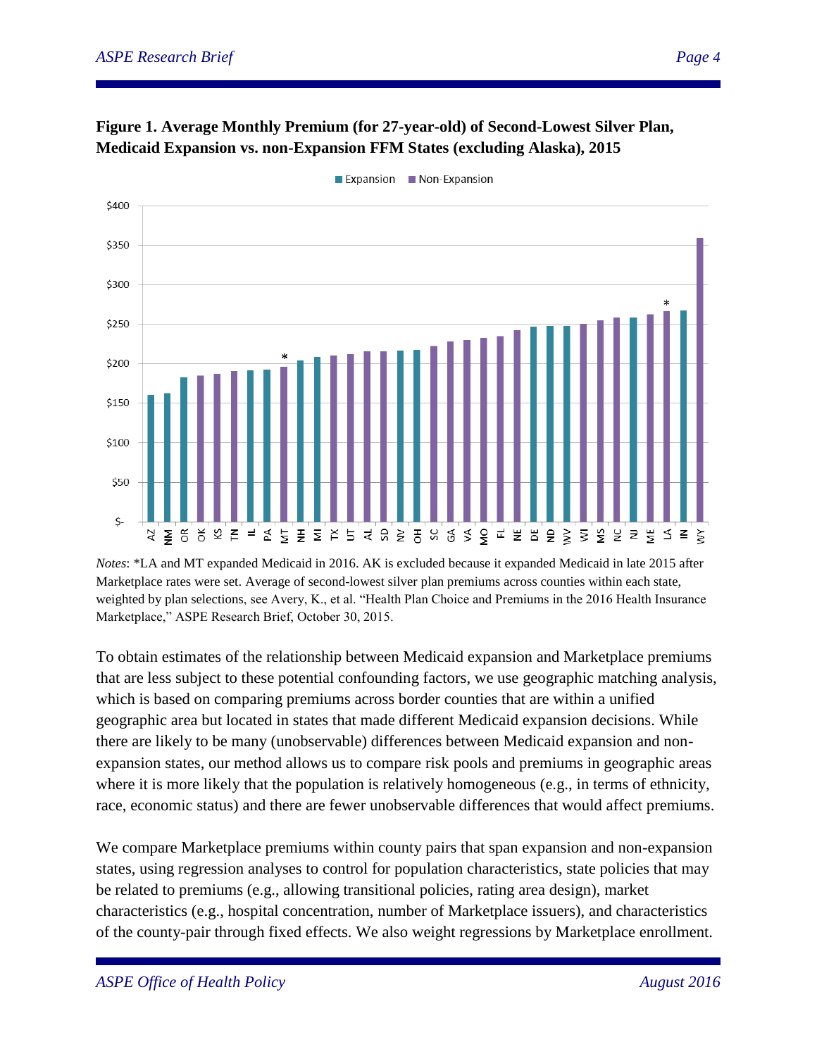**Figure 1. Average Monthly Premium (for 27-year-old) of Second-Lowest Silver Plan, Medicaid Expansion vs. non-Expansion FFM States (excluding Alaska), 2015**

*Notes*: *LA and MT expanded Medicaid in 2016. AK is excluded because it expanded Medicaid in late 2015 after Marketplace rates were set. Average of second-lowest silver plan premiums across counties within each state, weighted by plan selections, see Avery, K., et al. "Health Plan Choice and Premiums in the 2016 Health Insurance Marketplace," ASPE Research Brief, October 30, 2015.

To obtain estimates of the relationship between Medicaid expansion and Marketplace premiums that are less subject to these potential confounding factors, we use geographic matching analysis, which is based on comparing premiums across border counties that are within a unified geographic area but located in states that made different Medicaid expansion decisions. While there are likely to be many (unobservable) differences between Medicaid expansion and non-expansion states, our method allows us to compare risk pools and premiums in geographic areas where it is more likely that the population is relatively homogeneous (e.g., in terms of ethnicity, race, economic status) and there are fewer unobservable differences that would affect premiums.

We compare Marketplace premiums within county pairs that span expansion and non-expansion states, using regression analyses to control for population characteristics, state policies that may be related to premiums (e.g., allowing transitional policies, rating area design), market characteristics (e.g., hospital concentration, number of Marketplace issuers), and characteristics of the county-pair through fixed effects. We also weight regressions by Marketplace enrollment.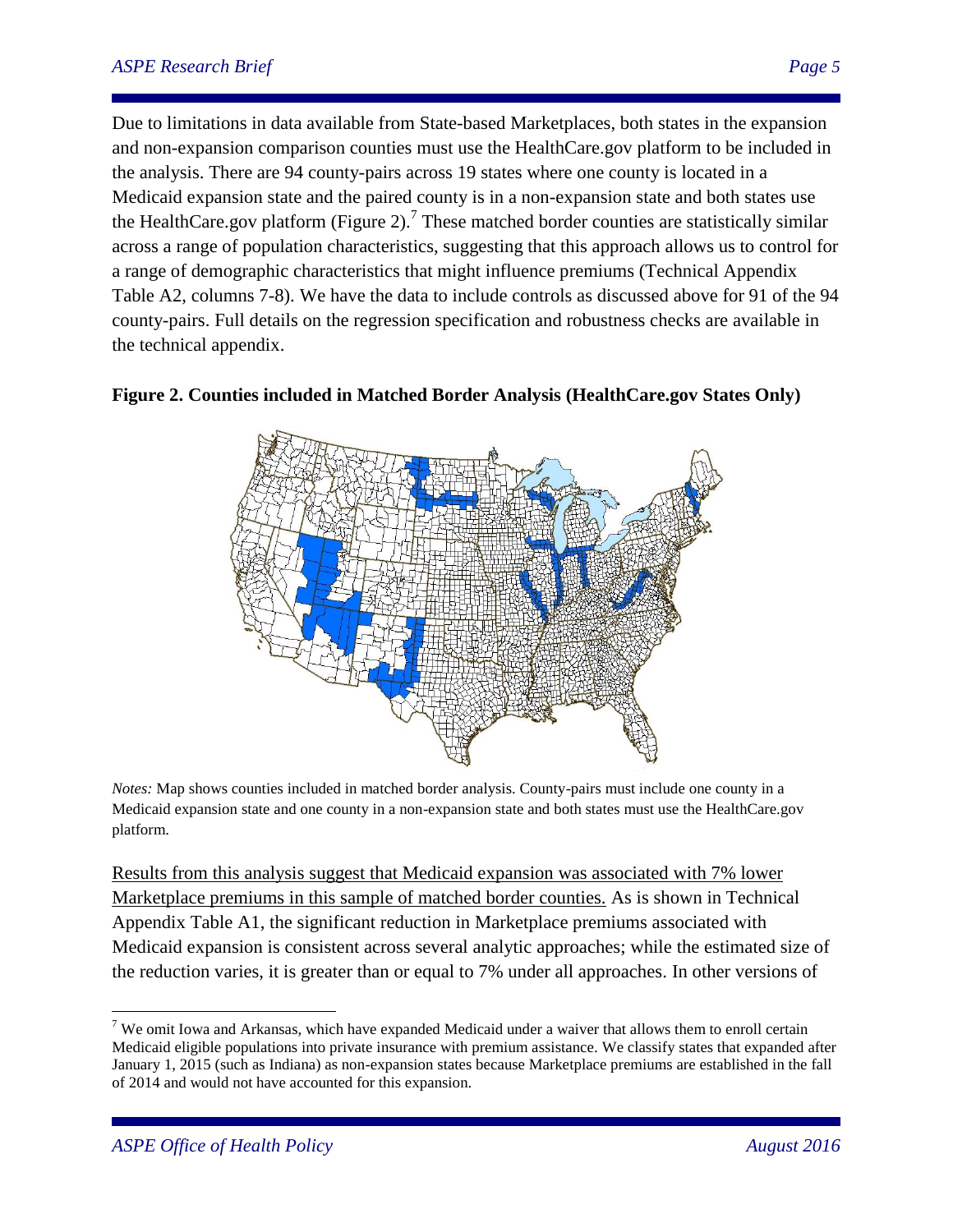Due to limitations in data available from State-based Marketplaces, both states in the expansion and non-expansion comparison counties must use the HealthCare.gov platform to be included in the analysis. There are 94 county-pairs across 19 states where one county is located in a Medicaid expansion state and the paired county is in a non-expansion state and both states use the HealthCare.gov platform (Figure 2).[7] These matched border counties are statistically similar across a range of population characteristics, suggesting that this approach allows us to control for a range of demographic characteristics that might influence premiums (Technical Appendix Table A2, columns 7-8). We have the data to include controls as discussed above for 91 of the 94 county-pairs. Full details on the regression specification and robustness checks are available in the technical appendix.

**Figure 2. Counties included in Matched Border Analysis (HealthCare.gov States Only)**

*Notes:* Map shows counties included in matched border analysis. County-pairs must include one county in a Medicaid expansion state and one county in a non-expansion state and both states must use the HealthCare.gov platform.

<u>Results from this analysis suggest that Medicaid expansion was associated with 7% lower Marketplace premiums in this sample of matched border counties.</u> As is shown in Technical Appendix Table A1, the significant reduction in Marketplace premiums associated with Medicaid expansion is consistent across several analytic approaches; while the estimated size of the reduction varies, it is greater than or equal to 7% under all approaches. In other versions of

[7] We omit Iowa and Arkansas, which have expanded Medicaid under a waiver that allows them to enroll certain Medicaid eligible populations into private insurance with premium assistance. We classify states that expanded after January 1, 2015 (such as Indiana) as non-expansion states because Marketplace premiums are established in the fall of 2014 and would not have accounted for this expansion.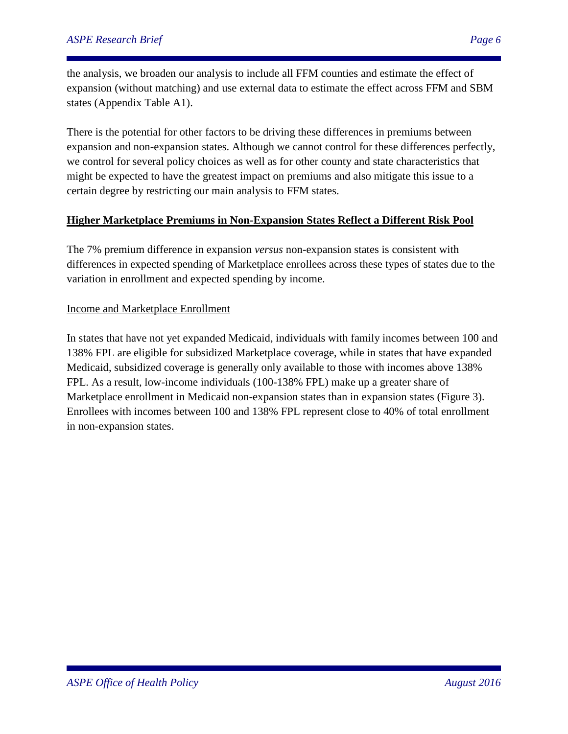the analysis, we broaden our analysis to include all FFM counties and estimate the effect of expansion (without matching) and use external data to estimate the effect across FFM and SBM states (Appendix Table A1).

There is the potential for other factors to be driving these differences in premiums between expansion and non-expansion states. Although we cannot control for these differences perfectly, we control for several policy choices as well as for other county and state characteristics that might be expected to have the greatest impact on premiums and also mitigate this issue to a certain degree by restricting our main analysis to FFM states.

## Higher Marketplace Premiums in Non-Expansion States Reflect a Different Risk Pool

The 7% premium difference in expansion *versus* non-expansion states is consistent with differences in expected spending of Marketplace enrollees across these types of states due to the variation in enrollment and expected spending by income.

### Income and Marketplace Enrollment

In states that have not yet expanded Medicaid, individuals with family incomes between 100 and 138% FPL are eligible for subsidized Marketplace coverage, while in states that have expanded Medicaid, subsidized coverage is generally only available to those with incomes above 138% FPL. As a result, low-income individuals (100-138% FPL) make up a greater share of Marketplace enrollment in Medicaid non-expansion states than in expansion states (Figure 3). Enrollees with incomes between 100 and 138% FPL represent close to 40% of total enrollment in non-expansion states.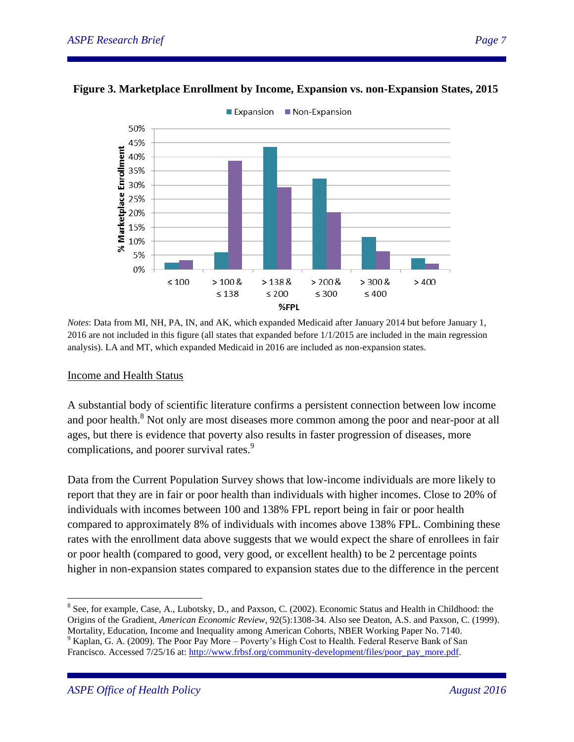**Figure 3. Marketplace Enrollment by Income, Expansion vs. non-Expansion States, 2015**

*Notes*: Data from MI, NH, PA, IN, and AK, which expanded Medicaid after January 2014 but before January 1, 2016 are not included in this figure (all states that expanded before 1/1/2015 are included in the main regression analysis). LA and MT, which expanded Medicaid in 2016 are included as non-expansion states.

<u>Income and Health Status</u>

A substantial body of scientific literature confirms a persistent connection between low income and poor health.[8] Not only are most diseases more common among the poor and near-poor at all ages, but there is evidence that poverty also results in faster progression of diseases, more complications, and poorer survival rates.[9]

Data from the Current Population Survey shows that low-income individuals are more likely to report that they are in fair or poor health than individuals with higher incomes. Close to 20% of individuals with incomes between 100 and 138% FPL report being in fair or poor health compared to approximately 8% of individuals with incomes above 138% FPL. Combining these rates with the enrollment data above suggests that we would expect the share of enrollees in fair or poor health (compared to good, very good, or excellent health) to be 2 percentage points higher in non-expansion states compared to expansion states due to the difference in the percent

---

[8] See, for example, Case, A., Lubotsky, D., and Paxson, C. (2002). Economic Status and Health in Childhood: the Origins of the Gradient, *American Economic Review*, 92(5):1308-34. Also see Deaton, A.S. and Paxson, C. (1999). Mortality, Education, Income and Inequality among American Cohorts, NBER Working Paper No. 7140.

[9] Kaplan, G. A. (2009). The Poor Pay More – Poverty's High Cost to Health. Federal Reserve Bank of San Francisco. Accessed 7/25/16 at: http://www.frbsf.org/community-development/files/poor_pay_more.pdf.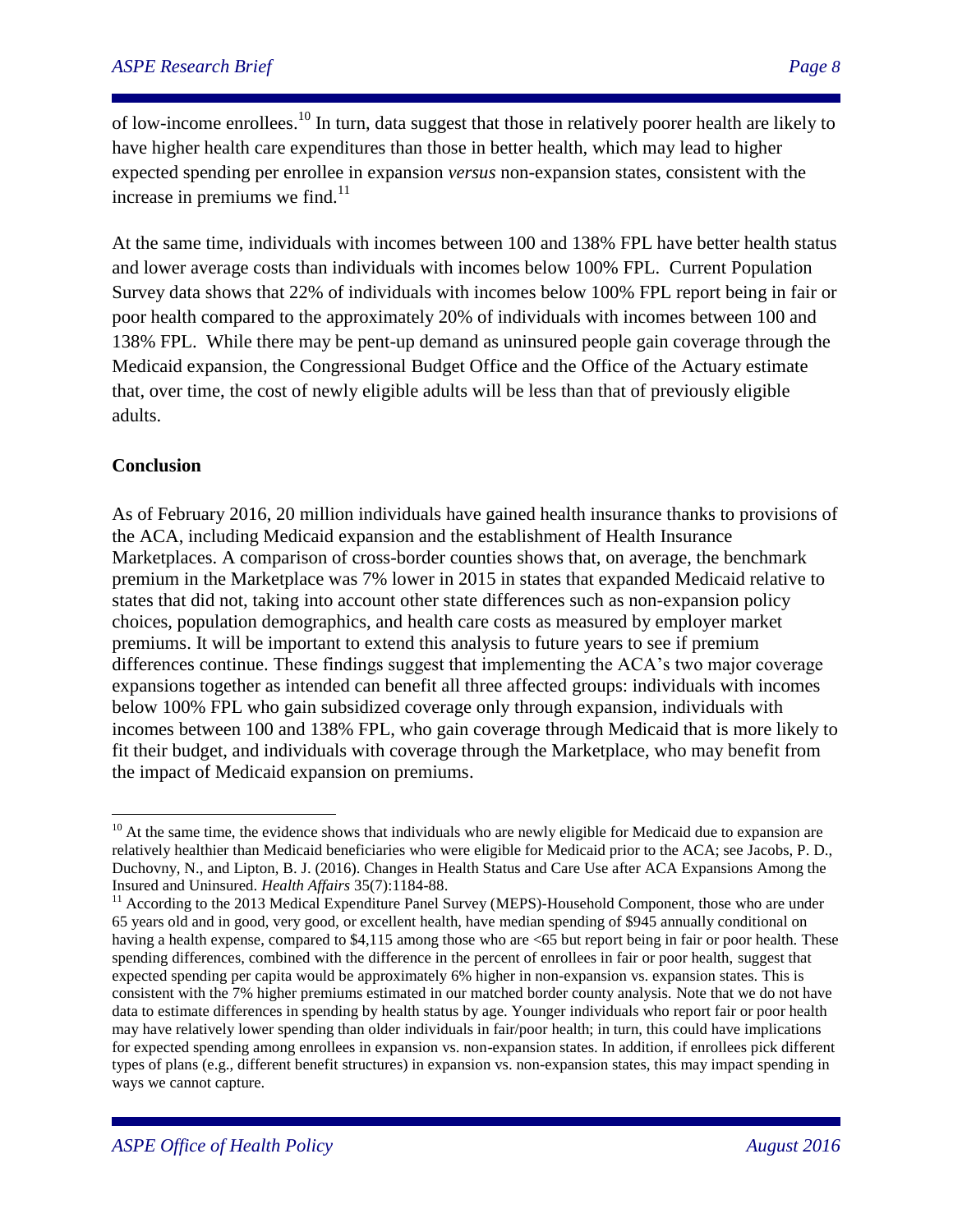of low-income enrollees.[10] In turn, data suggest that those in relatively poorer health are likely to have higher health care expenditures than those in better health, which may lead to higher expected spending per enrollee in expansion *versus* non-expansion states, consistent with the increase in premiums we find.[11]

At the same time, individuals with incomes between 100 and 138% FPL have better health status and lower average costs than individuals with incomes below 100% FPL. Current Population Survey data shows that 22% of individuals with incomes below 100% FPL report being in fair or poor health compared to the approximately 20% of individuals with incomes between 100 and 138% FPL. While there may be pent-up demand as uninsured people gain coverage through the Medicaid expansion, the Congressional Budget Office and the Office of the Actuary estimate that, over time, the cost of newly eligible adults will be less than that of previously eligible adults.

**Conclusion**

As of February 2016, 20 million individuals have gained health insurance thanks to provisions of the ACA, including Medicaid expansion and the establishment of Health Insurance Marketplaces. A comparison of cross-border counties shows that, on average, the benchmark premium in the Marketplace was 7% lower in 2015 in states that expanded Medicaid relative to states that did not, taking into account other state differences such as non-expansion policy choices, population demographics, and health care costs as measured by employer market premiums. It will be important to extend this analysis to future years to see if premium differences continue. These findings suggest that implementing the ACA's two major coverage expansions together as intended can benefit all three affected groups: individuals with incomes below 100% FPL who gain subsidized coverage only through expansion, individuals with incomes between 100 and 138% FPL, who gain coverage through Medicaid that is more likely to fit their budget, and individuals with coverage through the Marketplace, who may benefit from the impact of Medicaid expansion on premiums.

---

[10] At the same time, the evidence shows that individuals who are newly eligible for Medicaid due to expansion are relatively healthier than Medicaid beneficiaries who were eligible for Medicaid prior to the ACA; see Jacobs, P. D., Duchovny, N., and Lipton, B. J. (2016). Changes in Health Status and Care Use after ACA Expansions Among the Insured and Uninsured. *Health Affairs* 35(7):1184-88.

[11] According to the 2013 Medical Expenditure Panel Survey (MEPS)-Household Component, those who are under 65 years old and in good, very good, or excellent health, have median spending of $945 annually conditional on having a health expense, compared to $4,115 among those who are <65 but report being in fair or poor health. These spending differences, combined with the difference in the percent of enrollees in fair or poor health, suggest that expected spending per capita would be approximately 6% higher in non-expansion vs. expansion states. This is consistent with the 7% higher premiums estimated in our matched border county analysis. Note that we do not have data to estimate differences in spending by health status by age. Younger individuals who report fair or poor health may have relatively lower spending than older individuals in fair/poor health; in turn, this could have implications for expected spending among enrollees in expansion vs. non-expansion states. In addition, if enrollees pick different types of plans (e.g., different benefit structures) in expansion vs. non-expansion states, this may impact spending in ways we cannot capture.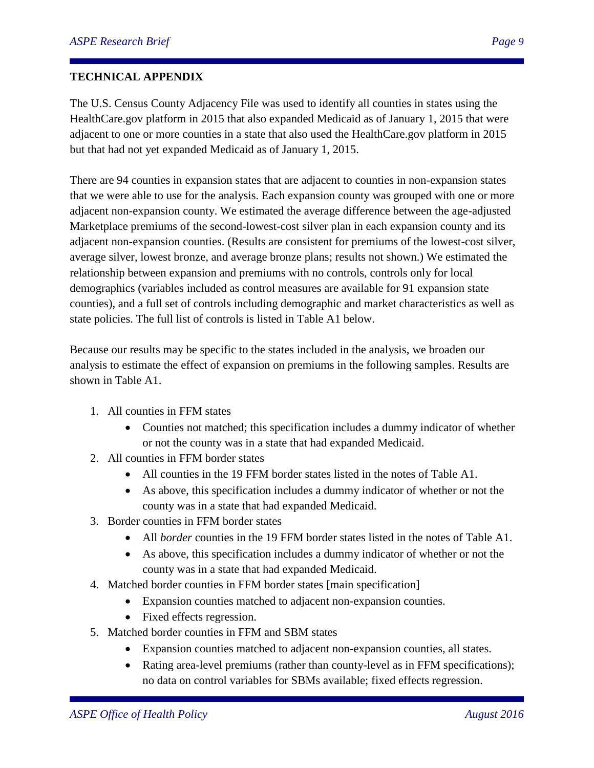## TECHNICAL APPENDIX

The U.S. Census County Adjacency File was used to identify all counties in states using the HealthCare.gov platform in 2015 that also expanded Medicaid as of January 1, 2015 that were adjacent to one or more counties in a state that also used the HealthCare.gov platform in 2015 but that had not yet expanded Medicaid as of January 1, 2015.

There are 94 counties in expansion states that are adjacent to counties in non-expansion states that we were able to use for the analysis. Each expansion county was grouped with one or more adjacent non-expansion county. We estimated the average difference between the age-adjusted Marketplace premiums of the second-lowest-cost silver plan in each expansion county and its adjacent non-expansion counties. (Results are consistent for premiums of the lowest-cost silver, average silver, lowest bronze, and average bronze plans; results not shown.) We estimated the relationship between expansion and premiums with no controls, controls only for local demographics (variables included as control measures are available for 91 expansion state counties), and a full set of controls including demographic and market characteristics as well as state policies. The full list of controls is listed in Table A1 below.

Because our results may be specific to the states included in the analysis, we broaden our analysis to estimate the effect of expansion on premiums in the following samples. Results are shown in Table A1.

1. All counties in FFM states
   - Counties not matched; this specification includes a dummy indicator of whether or not the county was in a state that had expanded Medicaid.
2. All counties in FFM border states
   - All counties in the 19 FFM border states listed in the notes of Table A1.
   - As above, this specification includes a dummy indicator of whether or not the county was in a state that had expanded Medicaid.
3. Border counties in FFM border states
   - All *border* counties in the 19 FFM border states listed in the notes of Table A1.
   - As above, this specification includes a dummy indicator of whether or not the county was in a state that had expanded Medicaid.
4. Matched border counties in FFM border states [main specification]
   - Expansion counties matched to adjacent non-expansion counties.
   - Fixed effects regression.
5. Matched border counties in FFM and SBM states
   - Expansion counties matched to adjacent non-expansion counties, all states.
   - Rating area-level premiums (rather than county-level as in FFM specifications); no data on control variables for SBMs available; fixed effects regression.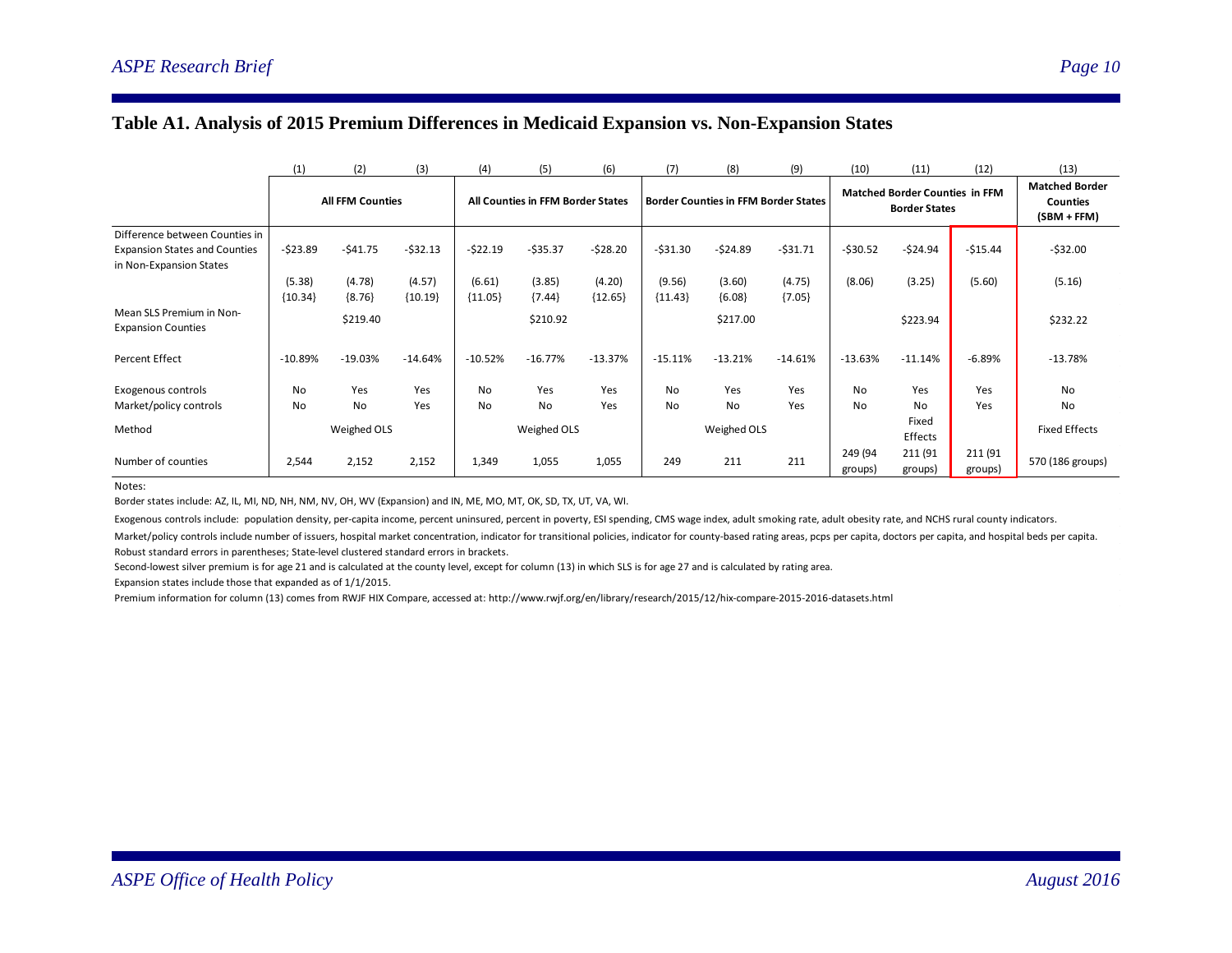## Table A1. Analysis of 2015 Premium Differences in Medicaid Expansion vs. Non-Expansion States

| | (1) | (2) | (3) | (4) | (5) | (6) | (7) | (8) | (9) | (10) | (11) | (12) | (13) |
|---|---|---|---|---|---|---|---|---|---|---|---|---|---|
| | **All FFM Counties** | | | **All Counties in FFM Border States** | | | **Border Counties in FFM Border States** | | | **Matched Border Counties in FFM Border States** | | | **Matched Border Counties (SBM + FFM)** |
| Difference between Counties in Expansion States and Counties in Non-Expansion States | -$23.89 | -$41.75 | -$32.13 | -$22.19 | -$35.37 | -$28.20 | -$31.30 | -$24.89 | -$31.71 | -$30.52 | -$24.94 | -$15.44 | -$32.00 |
| | (5.38) {10.34} | (4.78) {8.76} | (4.57) {10.19} | (6.61) {11.05} | (3.85) {7.44} | (4.20) {12.65} | (9.56) {11.43} | (3.60) {6.08} | (4.75) {7.05} | (8.06) | (3.25) | (5.60) | (5.16) |
| Mean SLS Premium in Non-Expansion Counties | | $219.40 | | | $210.92 | | | $217.00 | | | $223.94 | | $232.22 |
| Percent Effect | -10.89% | -19.03% | -14.64% | -10.52% | -16.77% | -13.37% | -15.11% | -13.21% | -14.61% | -13.63% | -11.14% | -6.89% | -13.78% |
| Exogenous controls | No | Yes | Yes | No | Yes | Yes | No | Yes | Yes | No | Yes | Yes | No |
| Market/policy controls | No | No | Yes | No | No | Yes | No | No | Yes | No | No | Yes | No |
| Method | | Weighed OLS | | | Weighed OLS | | | Weighed OLS | | | Fixed Effects | | Fixed Effects |
| Number of counties | 2,544 | 2,152 | 2,152 | 1,349 | 1,055 | 1,055 | 249 | 211 | 211 | 249 (94 groups) | 211 (91 groups) | 211 (91 groups) | 570 (186 groups) |

Notes:

Border states include: AZ, IL, MI, ND, NH, NM, NV, OH, WV (Expansion) and IN, ME, MO, MT, OK, SD, TX, UT, VA, WI.

Exogenous controls include: population density, per-capita income, percent uninsured, percent in poverty, ESI spending, CMS wage index, adult smoking rate, adult obesity rate, and NCHS rural county indicators.

Market/policy controls include number of issuers, hospital market concentration, indicator for transitional policies, indicator for county-based rating areas, pcps per capita, doctors per capita, and hospital beds per capita.

Robust standard errors in parentheses; State-level clustered standard errors in brackets.

Second-lowest silver premium is for age 21 and is calculated at the county level, except for column (13) in which SLS is for age 27 and is calculated by rating area.

Expansion states include those that expanded as of 1/1/2015.

Premium information for column (13) comes from RWJF HIX Compare, accessed at: http://www.rwjf.org/en/library/research/2015/12/hix-compare-2015-2016-datasets.html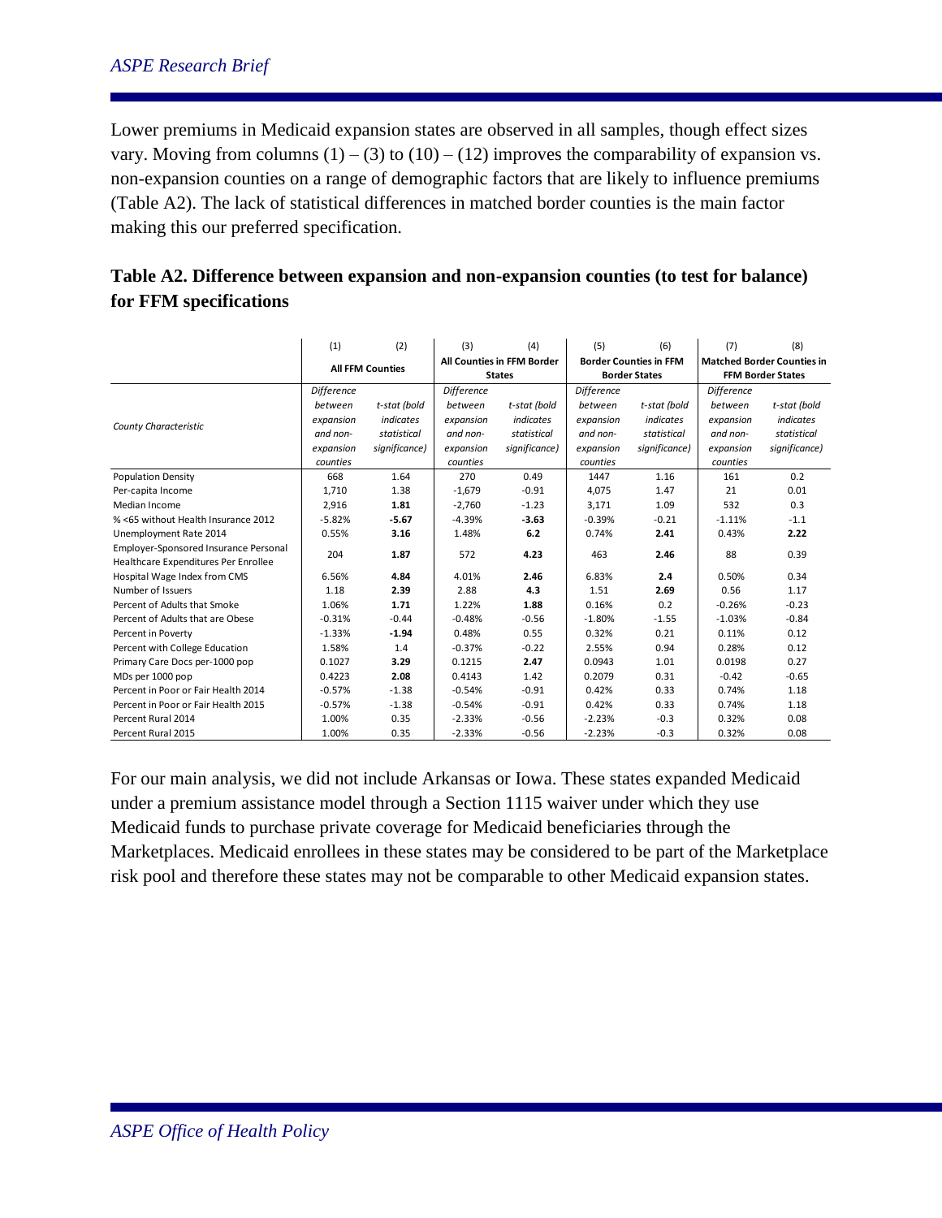Lower premiums in Medicaid expansion states are observed in all samples, though effect sizes vary. Moving from columns (1) – (3) to (10) – (12) improves the comparability of expansion vs. non-expansion counties on a range of demographic factors that are likely to influence premiums (Table A2). The lack of statistical differences in matched border counties is the main factor making this our preferred specification.

## Table A2. Difference between expansion and non-expansion counties (to test for balance) for FFM specifications

| | (1) | (2) | (3) | (4) | (5) | (6) | (7) | (8) |
|---|---|---|---|---|---|---|---|---|
| | **All FFM Counties** | | **All Counties in FFM Border States** | | **Border Counties in FFM Border States** | | **Matched Border Counties in FFM Border States** | |
| *County Characteristic* | *Difference between expansion and non-expansion counties* | *t-stat (bold indicates statistical significance)* | *Difference between expansion and non-expansion counties* | *t-stat (bold indicates statistical significance)* | *Difference between expansion and non-expansion counties* | *t-stat (bold indicates statistical significance)* | *Difference between expansion and non-expansion counties* | *t-stat (bold indicates statistical significance)* |
| Population Density | 668 | 1.64 | 270 | 0.49 | 1447 | 1.16 | 161 | 0.2 |
| Per-capita Income | 1,710 | 1.38 | -1,679 | -0.91 | 4,075 | 1.47 | 21 | 0.01 |
| Median Income | 2,916 | **1.81** | -2,760 | -1.23 | 3,171 | 1.09 | 532 | 0.3 |
| % <65 without Health Insurance 2012 | -5.82% | **-5.67** | -4.39% | **-3.63** | -0.39% | -0.21 | -1.11% | -1.1 |
| Unemployment Rate 2014 | 0.55% | **3.16** | 1.48% | **6.2** | 0.74% | **2.41** | 0.43% | **2.22** |
| Employer-Sponsored Insurance Personal Healthcare Expenditures Per Enrollee | 204 | **1.87** | 572 | **4.23** | 463 | **2.46** | 88 | 0.39 |
| Hospital Wage Index from CMS | 6.56% | **4.84** | 4.01% | **2.46** | 6.83% | **2.4** | 0.50% | 0.34 |
| Number of Issuers | 1.18 | **2.39** | 2.88 | **4.3** | 1.51 | **2.69** | 0.56 | 1.17 |
| Percent of Adults that Smoke | 1.06% | **1.71** | 1.22% | **1.88** | 0.16% | 0.2 | -0.26% | -0.23 |
| Percent of Adults that are Obese | -0.31% | -0.44 | -0.48% | -0.56 | -1.80% | -1.55 | -1.03% | -0.84 |
| Percent in Poverty | -1.33% | **-1.94** | 0.48% | 0.55 | 0.32% | 0.21 | 0.11% | 0.12 |
| Percent with College Education | 1.58% | 1.4 | -0.37% | -0.22 | 2.55% | 0.94 | 0.28% | 0.12 |
| Primary Care Docs per-1000 pop | 0.1027 | **3.29** | 0.1215 | **2.47** | 0.0943 | 1.01 | 0.0198 | 0.27 |
| MDs per 1000 pop | 0.4223 | **2.08** | 0.4143 | 1.42 | 0.2079 | 0.31 | -0.42 | -0.65 |
| Percent in Poor or Fair Health 2014 | -0.57% | -1.38 | -0.54% | -0.91 | 0.42% | 0.33 | 0.74% | 1.18 |
| Percent in Poor or Fair Health 2015 | -0.57% | -1.38 | -0.54% | -0.91 | 0.42% | 0.33 | 0.74% | 1.18 |
| Percent Rural 2014 | 1.00% | 0.35 | -2.33% | -0.56 | -2.23% | -0.3 | 0.32% | 0.08 |
| Percent Rural 2015 | 1.00% | 0.35 | -2.33% | -0.56 | -2.23% | -0.3 | 0.32% | 0.08 |

For our main analysis, we did not include Arkansas or Iowa. These states expanded Medicaid under a premium assistance model through a Section 1115 waiver under which they use Medicaid funds to purchase private coverage for Medicaid beneficiaries through the Marketplaces. Medicaid enrollees in these states may be considered to be part of the Marketplace risk pool and therefore these states may not be comparable to other Medicaid expansion states.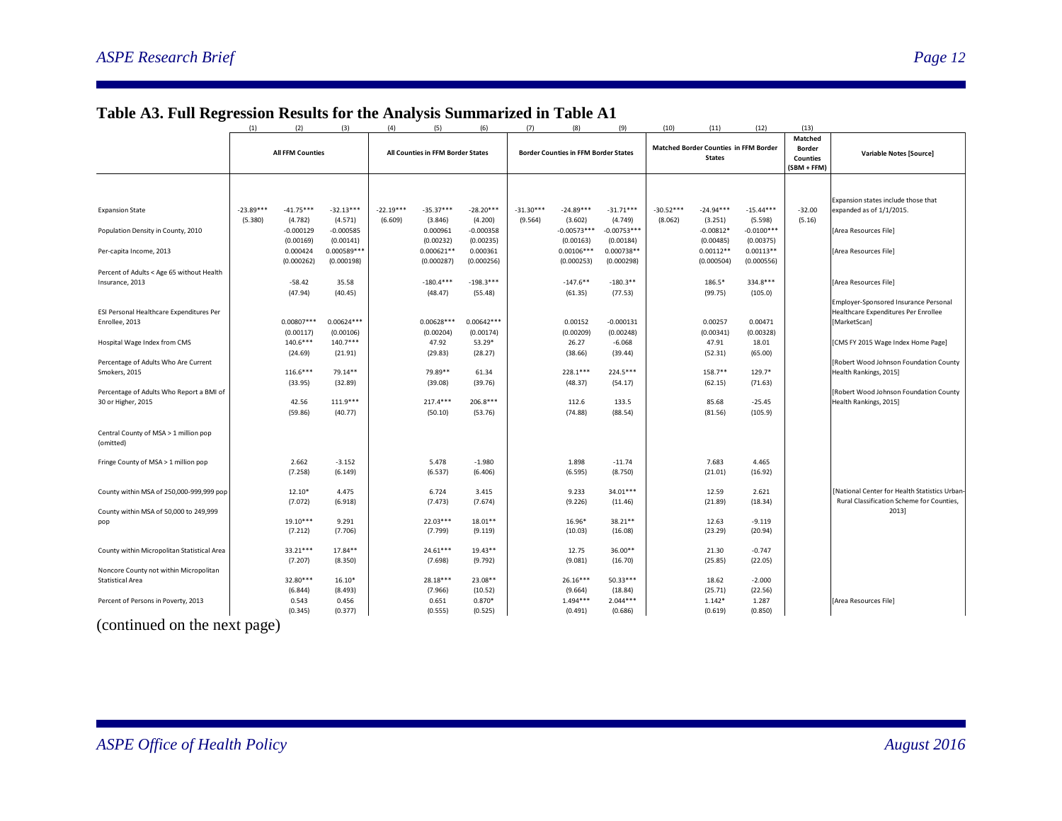## Table A3. Full Regression Results for the Analysis Summarized in Table A1

| | (1) | (2) | (3) | (4) | (5) | (6) | (7) | (8) | (9) | (10) | (11) | (12) | (13) | |
|---|---|---|---|---|---|---|---|---|---|---|---|---|---|---|
| | All FFM Counties | | | All Counties in FFM Border States | | | Border Counties in FFM Border States | | | Matched Border Counties in FFM Border States | | | Matched Border Counties (SBM + FFM) | Variable Notes [Source] |
| Expansion State | -23.89*** | -41.75*** | -32.13*** | -22.19*** | -35.37*** | -28.20*** | -31.30*** | -24.89*** | -31.71*** | -30.52*** | -24.94*** | -15.44*** | -32.00 | Expansion states include those that expanded as of 1/1/2015. |
| | (5.380) | (4.782) | (4.571) | (6.609) | (3.846) | (4.200) | (9.564) | (3.602) | (4.749) | (8.062) | (3.251) | (5.598) | (5.16) | |
| Population Density in County, 2010 | | -0.000129 | -0.000585 | | 0.000961 | -0.000358 | | -0.00573*** | -0.00753*** | | -0.00812* | -0.0100*** | | [Area Resources File] |
| | | (0.00169) | (0.00141) | | (0.00232) | (0.00235) | | (0.00163) | (0.00184) | | (0.00485) | (0.00375) | | |
| Per-capita Income, 2013 | | 0.000424 | 0.000589*** | | 0.000621** | 0.000361 | | 0.00106*** | 0.000738** | | 0.00112** | 0.00113** | | [Area Resources File] |
| | | (0.000262) | (0.000198) | | (0.000287) | (0.000256) | | (0.000253) | (0.000298) | | (0.000504) | (0.000556) | | |
| Percent of Adults < Age 65 without Health Insurance, 2013 | | -58.42 | 35.58 | | -180.4*** | -198.3*** | | -147.6** | -180.3** | | 186.5* | 334.8*** | | [Area Resources File] |
| | | (47.94) | (40.45) | | (48.47) | (55.48) | | (61.35) | (77.53) | | (99.75) | (105.0) | | |
| ESI Personal Healthcare Expenditures Per Enrollee, 2013 | | 0.00807*** | 0.00624*** | | 0.00628*** | 0.00642*** | | 0.00152 | -0.000131 | | 0.00257 | 0.00471 | | Employer-Sponsored Insurance Personal Healthcare Expenditures Per Enrollee [MarketScan] |
| | | (0.00117) | (0.00106) | | (0.00204) | (0.00174) | | (0.00209) | (0.00248) | | (0.00341) | (0.00328) | | |
| Hospital Wage Index from CMS | | 140.6*** | 140.7*** | | 47.92 | 53.29* | | 26.27 | -6.068 | | 47.91 | 18.01 | | [CMS FY 2015 Wage Index Home Page] |
| | | (24.69) | (21.91) | | (29.83) | (28.27) | | (38.66) | (39.44) | | (52.31) | (65.00) | | |
| Percentage of Adults Who Are Current Smokers, 2015 | | 116.6*** | 79.14** | | 79.89** | 61.34 | | 228.1*** | 224.5*** | | 158.7** | 129.7* | | [Robert Wood Johnson Foundation County Health Rankings, 2015] |
| | | (33.95) | (32.89) | | (39.08) | (39.76) | | (48.37) | (54.17) | | (62.15) | (71.63) | | |
| Percentage of Adults Who Report a BMI of 30 or Higher, 2015 | | 42.56 | 111.9*** | | 217.4*** | 206.8*** | | 112.6 | 133.5 | | 85.68 | -25.45 | | [Robert Wood Johnson Foundation County Health Rankings, 2015] |
| | | (59.86) | (40.77) | | (50.10) | (53.76) | | (74.88) | (88.54) | | (81.56) | (105.9) | | |
| Central County of MSA > 1 million pop (omitted) | | | | | | | | | | | | | | |
| Fringe County of MSA > 1 million pop | | 2.662 | -3.152 | | 5.478 | -1.980 | | 1.898 | -11.74 | | 7.683 | 4.465 | | |
| | | (7.258) | (6.149) | | (6.537) | (6.406) | | (6.595) | (8.750) | | (21.01) | (16.92) | | |
| County within MSA of 250,000-999,999 pop | | 12.10* | 4.475 | | 6.724 | 3.415 | | 9.233 | 34.01*** | | 12.59 | 2.621 | | [National Center for Health Statistics Urban-Rural Classification Scheme for Counties, 2013] |
| | | (7.072) | (6.918) | | (7.473) | (7.674) | | (9.226) | (11.46) | | (21.89) | (18.34) | | |
| County within MSA of 50,000 to 249,999 pop | | 19.10*** | 9.291 | | 22.03*** | 18.01** | | 16.96* | 38.21** | | 12.63 | -9.119 | | |
| | | (7.212) | (7.706) | | (7.799) | (9.119) | | (10.03) | (16.08) | | (23.29) | (20.94) | | |
| County within Micropolitan Statistical Area | | 33.21*** | 17.84** | | 24.61*** | 19.43** | | 12.75 | 36.00** | | 21.30 | -0.747 | | |
| | | (7.207) | (8.350) | | (7.698) | (9.792) | | (9.081) | (16.70) | | (25.85) | (22.05) | | |
| Noncore County not within Micropolitan Statistical Area | | 32.80*** | 16.10* | | 28.18*** | 23.08** | | 26.16*** | 50.33*** | | 18.62 | -2.000 | | |
| | | (6.844) | (8.493) | | (7.966) | (10.52) | | (9.664) | (18.84) | | (25.71) | (22.56) | | |
| Percent of Persons in Poverty, 2013 | | 0.543 | 0.456 | | 0.651 | 0.870* | | 1.494*** | 2.044*** | | 1.142* | 1.287 | | [Area Resources File] |
| | | (0.345) | (0.377) | | (0.555) | (0.525) | | (0.491) | (0.686) | | (0.619) | (0.850) | | |

(continued on the next page)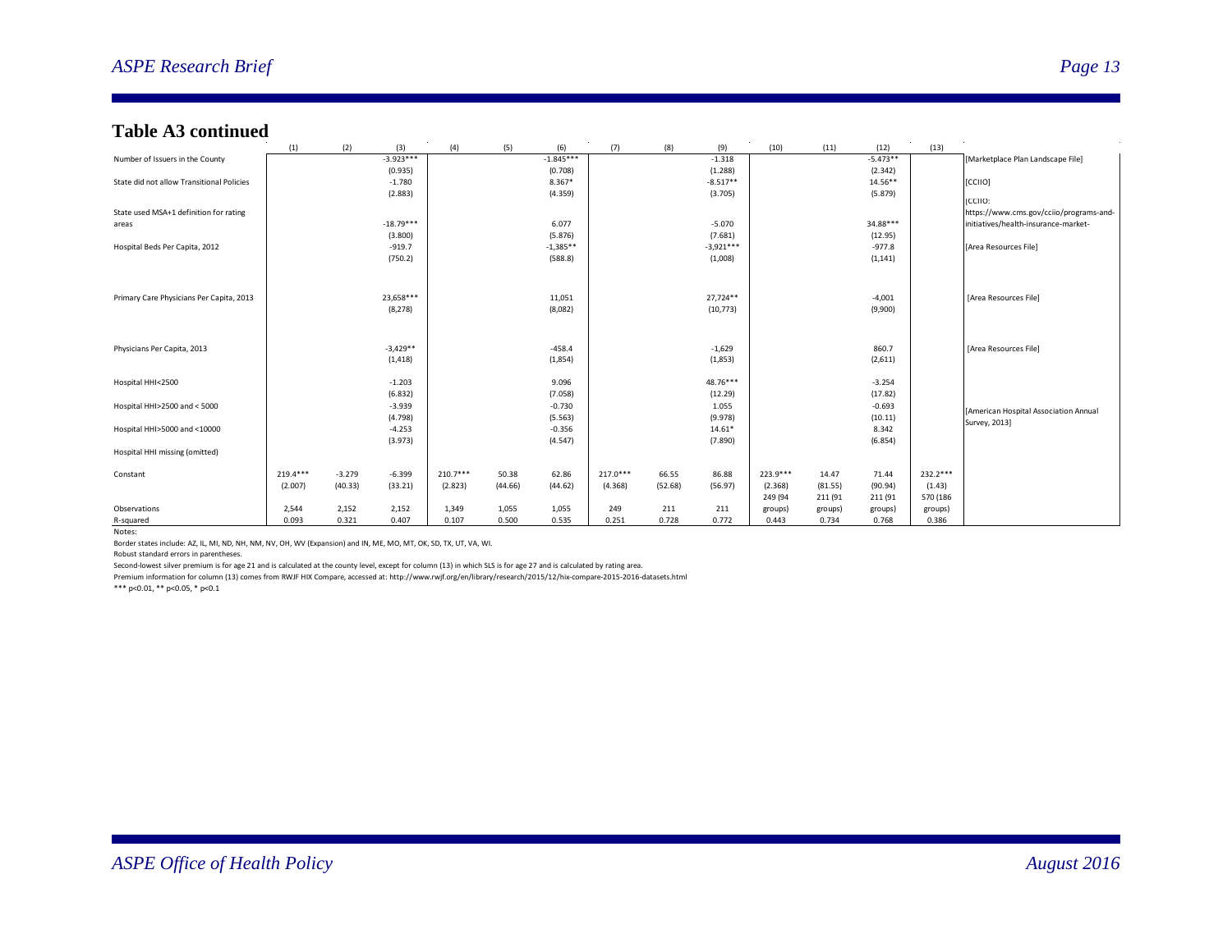## Table A3 continued

| | (1) | (2) | (3) | (4) | (5) | (6) | (7) | (8) | (9) | (10) | (11) | (12) | (13) | |
|---|---|---|---|---|---|---|---|---|---|---|---|---|---|---|
| Number of Issuers in the County | | | -3.923*** | | | -1.845*** | | | -1.318 | | | -5.473** | | [Marketplace Plan Landscape File] |
| | | | (0.935) | | | (0.708) | | | (1.288) | | | (2.342) | | |
| State did not allow Transitional Policies | | | -1.780 | | | 8.367* | | | -8.517** | | | 14.56** | | [CCIIO] |
| | | | (2.883) | | | (4.359) | | | (3.705) | | | (5.879) | | |
| State used MSA+1 definition for rating areas | | | -18.79*** | | | 6.077 | | | -5.070 | | | 34.88*** | | [CCIIO: https://www.cms.gov/cciio/programs-and-initiatives/health-insurance-market- |
| | | | (3.800) | | | (5.876) | | | (7.681) | | | (12.95) | | |
| Hospital Beds Per Capita, 2012 | | | -919.7 | | | -1,385** | | | -3,921*** | | | -977.8 | | [Area Resources File] |
| | | | (750.2) | | | (588.8) | | | (1,008) | | | (1,141) | | |
| Primary Care Physicians Per Capita, 2013 | | | 23,658*** | | | 11,051 | | | 27,724** | | | -4,001 | | [Area Resources File] |
| | | | (8,278) | | | (8,082) | | | (10,773) | | | (9,900) | | |
| Physicians Per Capita, 2013 | | | -3,429** | | | -458.4 | | | -1,629 | | | 860.7 | | [Area Resources File] |
| | | | (1,418) | | | (1,854) | | | (1,853) | | | (2,611) | | |
| Hospital HHI<2500 | | | -1.203 | | | 9.096 | | | 48.76*** | | | -3.254 | | |
| | | | (6.832) | | | (7.058) | | | (12.29) | | | (17.82) | | |
| Hospital HHI>2500 and < 5000 | | | -3.939 | | | -0.730 | | | 1.055 | | | -0.693 | | [American Hospital Association Annual Survey, 2013] |
| | | | (4.798) | | | (5.563) | | | (9.978) | | | (10.11) | | |
| Hospital HHI>5000 and <10000 | | | -4.253 | | | -0.356 | | | 14.61* | | | 8.342 | | |
| | | | (3.973) | | | (4.547) | | | (7.890) | | | (6.854) | | |
| Hospital HHI missing (omitted) | | | | | | | | | | | | | | |
| Constant | 219.4*** | -3.279 | -6.399 | 210.7*** | 50.38 | 62.86 | 217.0*** | 66.55 | 86.88 | 223.9*** | 14.47 | 71.44 | 232.2*** | |
| | (2.007) | (40.33) | (33.21) | (2.823) | (44.66) | (44.62) | (4.368) | (52.68) | (56.97) | (2.368) | (81.55) | (90.94) | (1.43) | |
| Observations | 2,544 | 2,152 | 2,152 | 1,349 | 1,055 | 1,055 | 249 | 211 | 211 | 249 (94 groups) | 211 (91 groups) | 211 (91 groups) | 570 (186 groups) | |
| R-squared | 0.093 | 0.321 | 0.407 | 0.107 | 0.500 | 0.535 | 0.251 | 0.728 | 0.772 | 0.443 | 0.734 | 0.768 | 0.386 | |

Notes:

Border states include: AZ, IL, MI, ND, NH, NM, NV, OH, WV (Expansion) and IN, ME, MO, MT, OK, SD, TX, UT, VA, WI.

Robust standard errors in parentheses.

Second-lowest silver premium is for age 21 and is calculated at the county level, except for column (13) in which SLS is for age 27 and is calculated by rating area.

Premium information for column (13) comes from RWJF HIX Compare, accessed at: http://www.rwjf.org/en/library/research/2015/12/hix-compare-2015-2016-datasets.html

*** p<0.01, ** p<0.05, * p<0.1